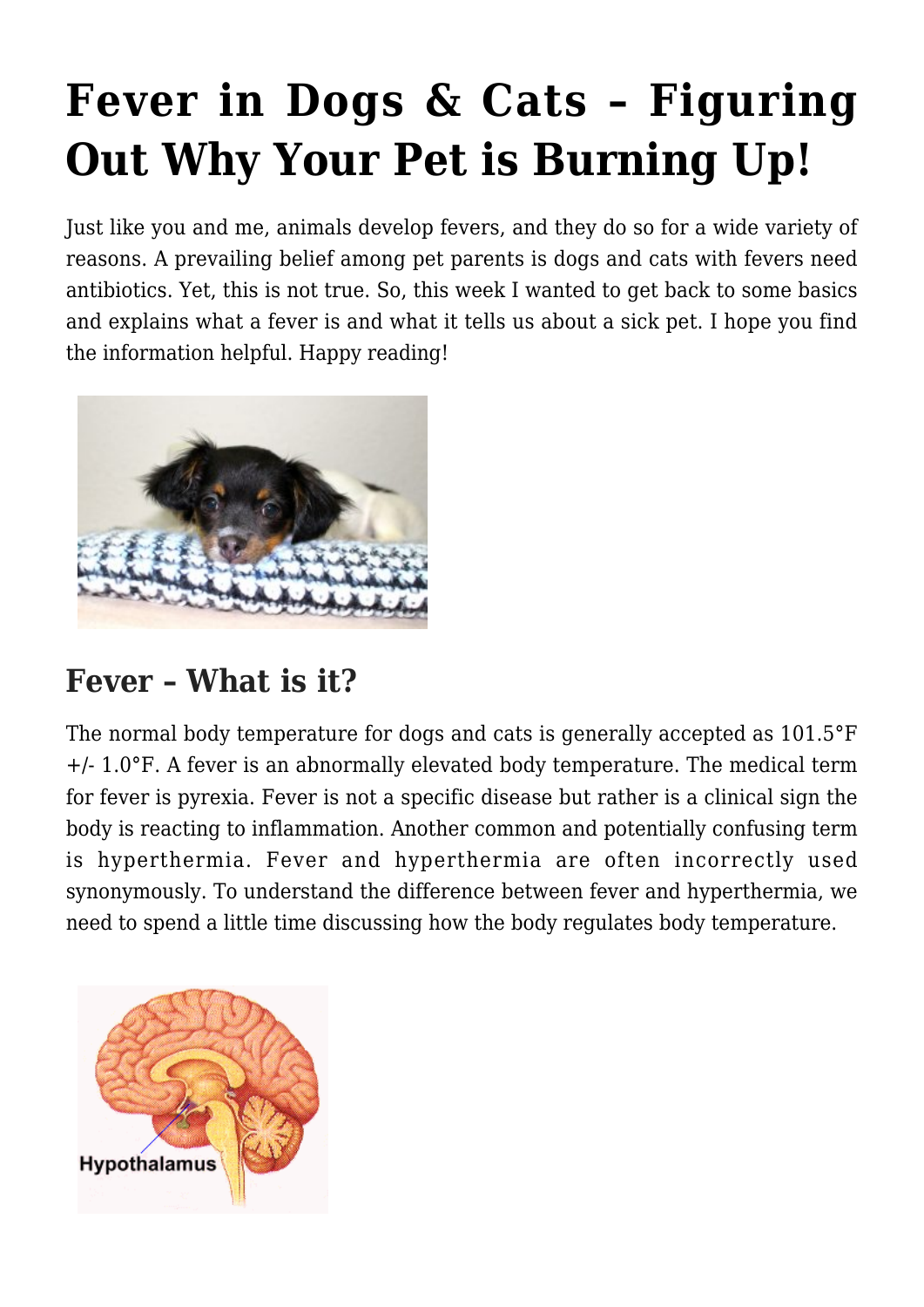# Fever in Dogs & Cats – Figuring Out Why Your Pet is Burning Up!

Just like you and me, animals develop fevers, and they do so for a wide variety of reasons. A prevailing belief among pet parents is dogs and cats with fevers need antibiotics. Yet, this is not true. So, this week I wanted to get back to some basics and explains what a fever is and what it tells us about a sick pet. I hope you find the information helpful. Happy reading!

## Fever – What is it?

The normal body temperature for dogs and cats is generally accepted as 101.5°F +/- 1.0°F. A fever is an abnormally elevated body temperature. The medical term for fever is pyrexia. Fever is not a specific disease but rather is a clinical sign the body is reacting to inflammation. Another common and potentially confusing term is hyperthermia. Fever and hyperthermia are often incorrectly used synonymously. To understand the difference between fever and hyperthermia, we need to spend a little time discussing how the body regulates body temperature.

Hypothalamus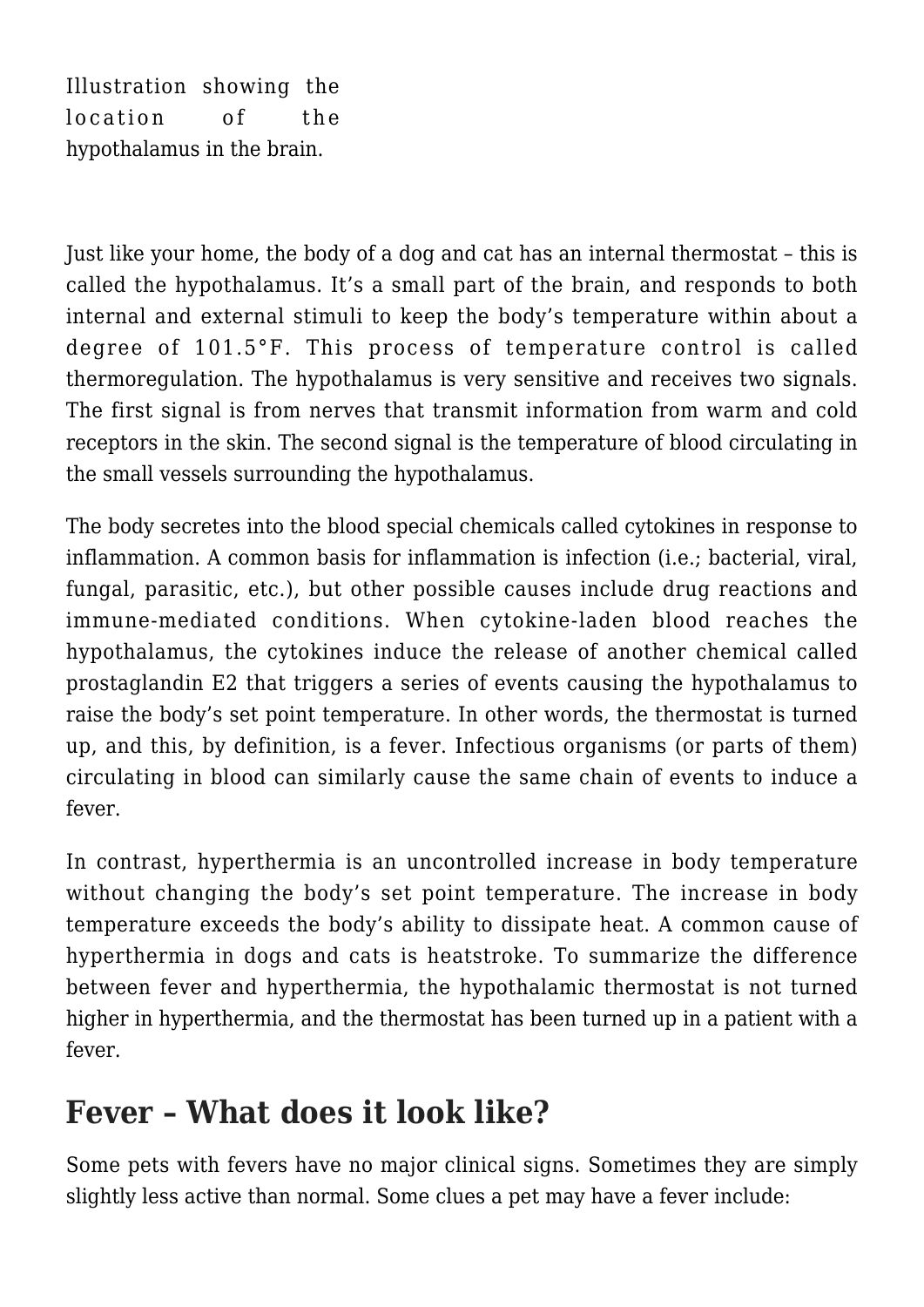Illustration showing the location of the hypothalamus in the brain.

Just like your home, the body of a dog and cat has an internal thermostat – this is called the hypothalamus. It's a small part of the brain, and responds to both internal and external stimuli to keep the body's temperature within about a degree of 101.5°F. This process of temperature control is called thermoregulation. The hypothalamus is very sensitive and receives two signals. The first signal is from nerves that transmit information from warm and cold receptors in the skin. The second signal is the temperature of blood circulating in the small vessels surrounding the hypothalamus.

The body secretes into the blood special chemicals called cytokines in response to inflammation. A common basis for inflammation is infection (i.e.; bacterial, viral, fungal, parasitic, etc.), but other possible causes include drug reactions and immune-mediated conditions. When cytokine-laden blood reaches the hypothalamus, the cytokines induce the release of another chemical called prostaglandin E2 that triggers a series of events causing the hypothalamus to raise the body's set point temperature. In other words, the thermostat is turned up, and this, by definition, is a fever. Infectious organisms (or parts of them) circulating in blood can similarly cause the same chain of events to induce a fever.

In contrast, hyperthermia is an uncontrolled increase in body temperature without changing the body's set point temperature. The increase in body temperature exceeds the body's ability to dissipate heat. A common cause of hyperthermia in dogs and cats is heatstroke. To summarize the difference between fever and hyperthermia, the hypothalamic thermostat is not turned higher in hyperthermia, and the thermostat has been turned up in a patient with a fever.

## Fever – What does it look like?

Some pets with fevers have no major clinical signs. Sometimes they are simply slightly less active than normal. Some clues a pet may have a fever include: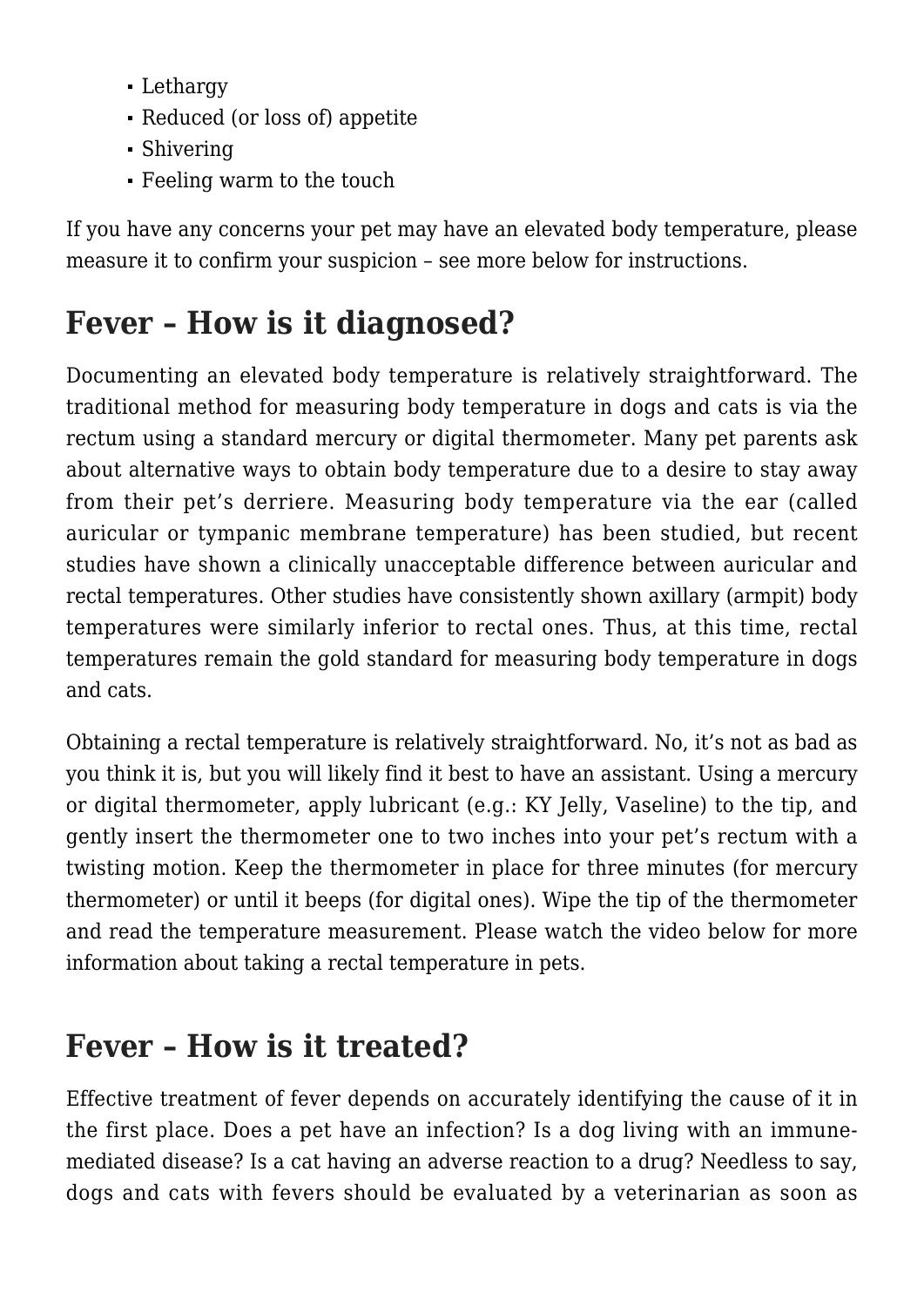- Lethargy
- Reduced (or loss of) appetite
- Shivering
- Feeling warm to the touch

If you have any concerns your pet may have an elevated body temperature, please measure it to confirm your suspicion – see more below for instructions.

## Fever – How is it diagnosed?

Documenting an elevated body temperature is relatively straightforward. The traditional method for measuring body temperature in dogs and cats is via the rectum using a standard mercury or digital thermometer. Many pet parents ask about alternative ways to obtain body temperature due to a desire to stay away from their pet's derriere. Measuring body temperature via the ear (called auricular or tympanic membrane temperature) has been studied, but recent studies have shown a clinically unacceptable difference between auricular and rectal temperatures. Other studies have consistently shown axillary (armpit) body temperatures were similarly inferior to rectal ones. Thus, at this time, rectal temperatures remain the gold standard for measuring body temperature in dogs and cats.

Obtaining a rectal temperature is relatively straightforward. No, it's not as bad as you think it is, but you will likely find it best to have an assistant. Using a mercury or digital thermometer, apply lubricant (e.g.: KY Jelly, Vaseline) to the tip, and gently insert the thermometer one to two inches into your pet's rectum with a twisting motion. Keep the thermometer in place for three minutes (for mercury thermometer) or until it beeps (for digital ones). Wipe the tip of the thermometer and read the temperature measurement. Please watch the video below for more information about taking a rectal temperature in pets.

## Fever – How is it treated?

Effective treatment of fever depends on accurately identifying the cause of it in the first place. Does a pet have an infection? Is a dog living with an immune-mediated disease? Is a cat having an adverse reaction to a drug? Needless to say, dogs and cats with fevers should be evaluated by a veterinarian as soon as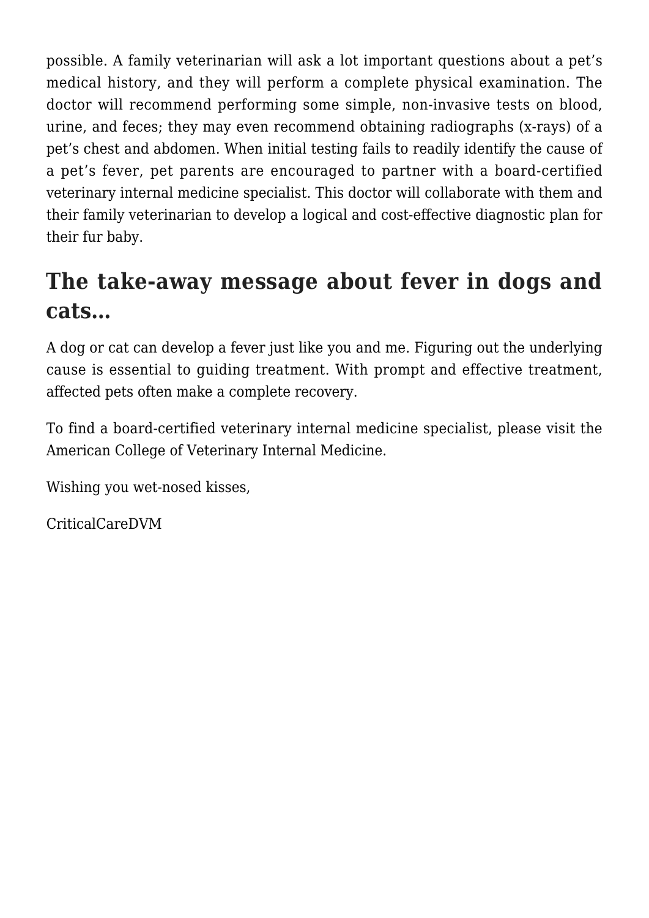possible. A family veterinarian will ask a lot important questions about a pet's medical history, and they will perform a complete physical examination. The doctor will recommend performing some simple, non-invasive tests on blood, urine, and feces; they may even recommend obtaining radiographs (x-rays) of a pet's chest and abdomen. When initial testing fails to readily identify the cause of a pet's fever, pet parents are encouraged to partner with a board-certified veterinary internal medicine specialist. This doctor will collaborate with them and their family veterinarian to develop a logical and cost-effective diagnostic plan for their fur baby.

## The take-away message about fever in dogs and cats…

A dog or cat can develop a fever just like you and me. Figuring out the underlying cause is essential to guiding treatment. With prompt and effective treatment, affected pets often make a complete recovery.

To find a board-certified veterinary internal medicine specialist, please visit the American College of Veterinary Internal Medicine.

Wishing you wet-nosed kisses,

CriticalCareDVM